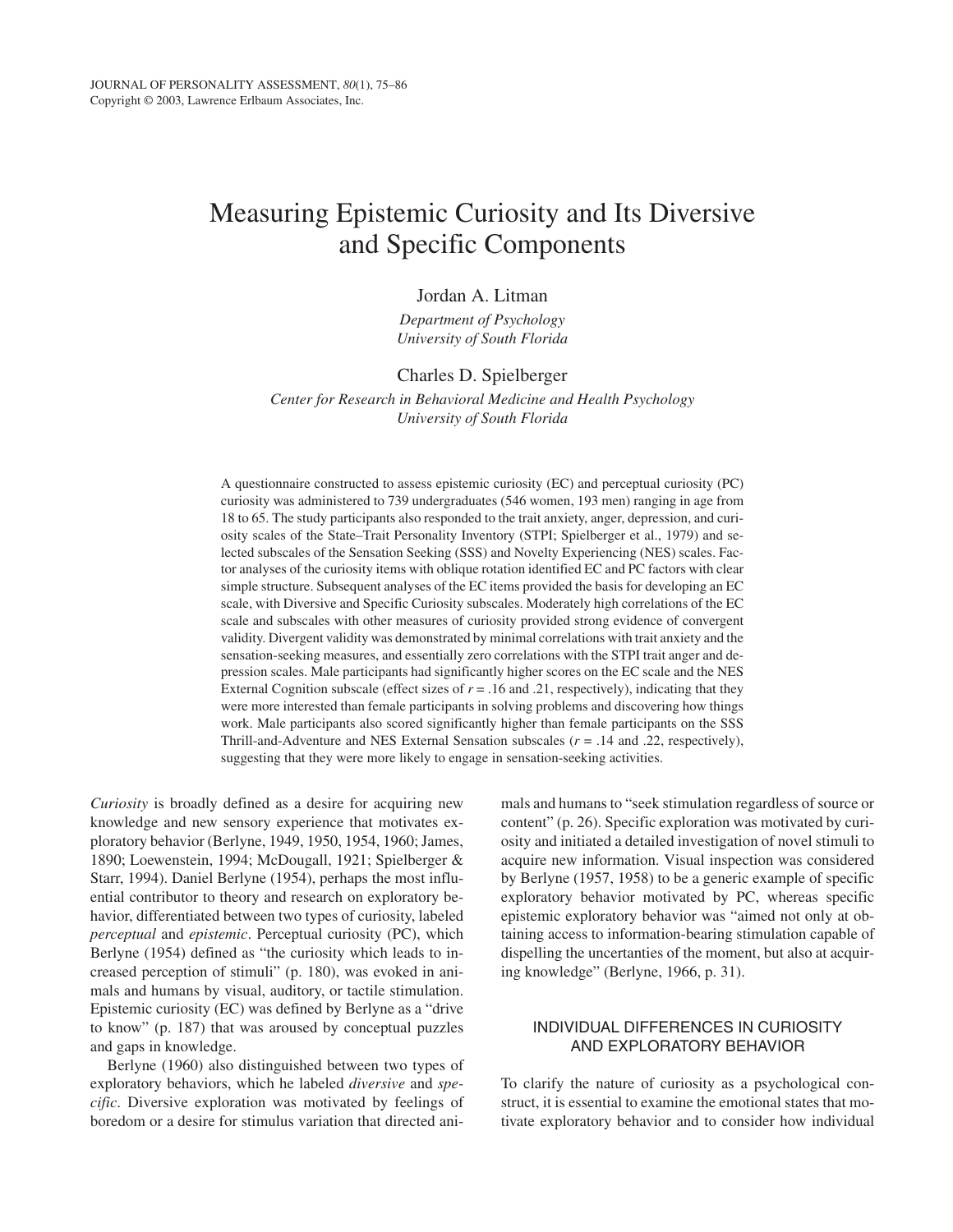# Measuring Epistemic Curiosity and Its Diversive and Specific Components

Jordan A. Litman

*Department of Psychology*
*University of South Florida*

Charles D. Spielberger

*Center for Research in Behavioral Medicine and Health Psychology*
*University of South Florida*

A questionnaire constructed to assess epistemic curiosity (EC) and perceptual curiosity (PC) curiosity was administered to 739 undergraduates (546 women, 193 men) ranging in age from 18 to 65. The study participants also responded to the trait anxiety, anger, depression, and curiosity scales of the State–Trait Personality Inventory (STPI; Spielberger et al., 1979) and selected subscales of the Sensation Seeking (SSS) and Novelty Experiencing (NES) scales. Factor analyses of the curiosity items with oblique rotation identified EC and PC factors with clear simple structure. Subsequent analyses of the EC items provided the basis for developing an EC scale, with Diversive and Specific Curiosity subscales. Moderately high correlations of the EC scale and subscales with other measures of curiosity provided strong evidence of convergent validity. Divergent validity was demonstrated by minimal correlations with trait anxiety and the sensation-seeking measures, and essentially zero correlations with the STPI trait anger and depression scales. Male participants had significantly higher scores on the EC scale and the NES External Cognition subscale (effect sizes of $r = .16$ and $.21$, respectively), indicating that they were more interested than female participants in solving problems and discovering how things work. Male participants also scored significantly higher than female participants on the SSS Thrill-and-Adventure and NES External Sensation subscales ($r = .14$ and $.22$, respectively), suggesting that they were more likely to engage in sensation-seeking activities.

*Curiosity* is broadly defined as a desire for acquiring new knowledge and new sensory experience that motivates exploratory behavior (Berlyne, 1949, 1950, 1954, 1960; James, 1890; Loewenstein, 1994; McDougall, 1921; Spielberger & Starr, 1994). Daniel Berlyne (1954), perhaps the most influential contributor to theory and research on exploratory behavior, differentiated between two types of curiosity, labeled *perceptual* and *epistemic*. Perceptual curiosity (PC), which Berlyne (1954) defined as "the curiosity which leads to increased perception of stimuli" (p. 180), was evoked in animals and humans by visual, auditory, or tactile stimulation. Epistemic curiosity (EC) was defined by Berlyne as a "drive to know" (p. 187) that was aroused by conceptual puzzles and gaps in knowledge.

Berlyne (1960) also distinguished between two types of exploratory behaviors, which he labeled *diversive* and *specific*. Diversive exploration was motivated by feelings of boredom or a desire for stimulus variation that directed animals and humans to "seek stimulation regardless of source or content" (p. 26). Specific exploration was motivated by curiosity and initiated a detailed investigation of novel stimuli to acquire new information. Visual inspection was considered by Berlyne (1957, 1958) to be a generic example of specific exploratory behavior motivated by PC, whereas specific epistemic exploratory behavior was "aimed not only at obtaining access to information-bearing stimulation capable of dispelling the uncertanties of the moment, but also at acquiring knowledge" (Berlyne, 1966, p. 31).

## INDIVIDUAL DIFFERENCES IN CURIOSITY AND EXPLORATORY BEHAVIOR

To clarify the nature of curiosity as a psychological construct, it is essential to examine the emotional states that motivate exploratory behavior and to consider how individual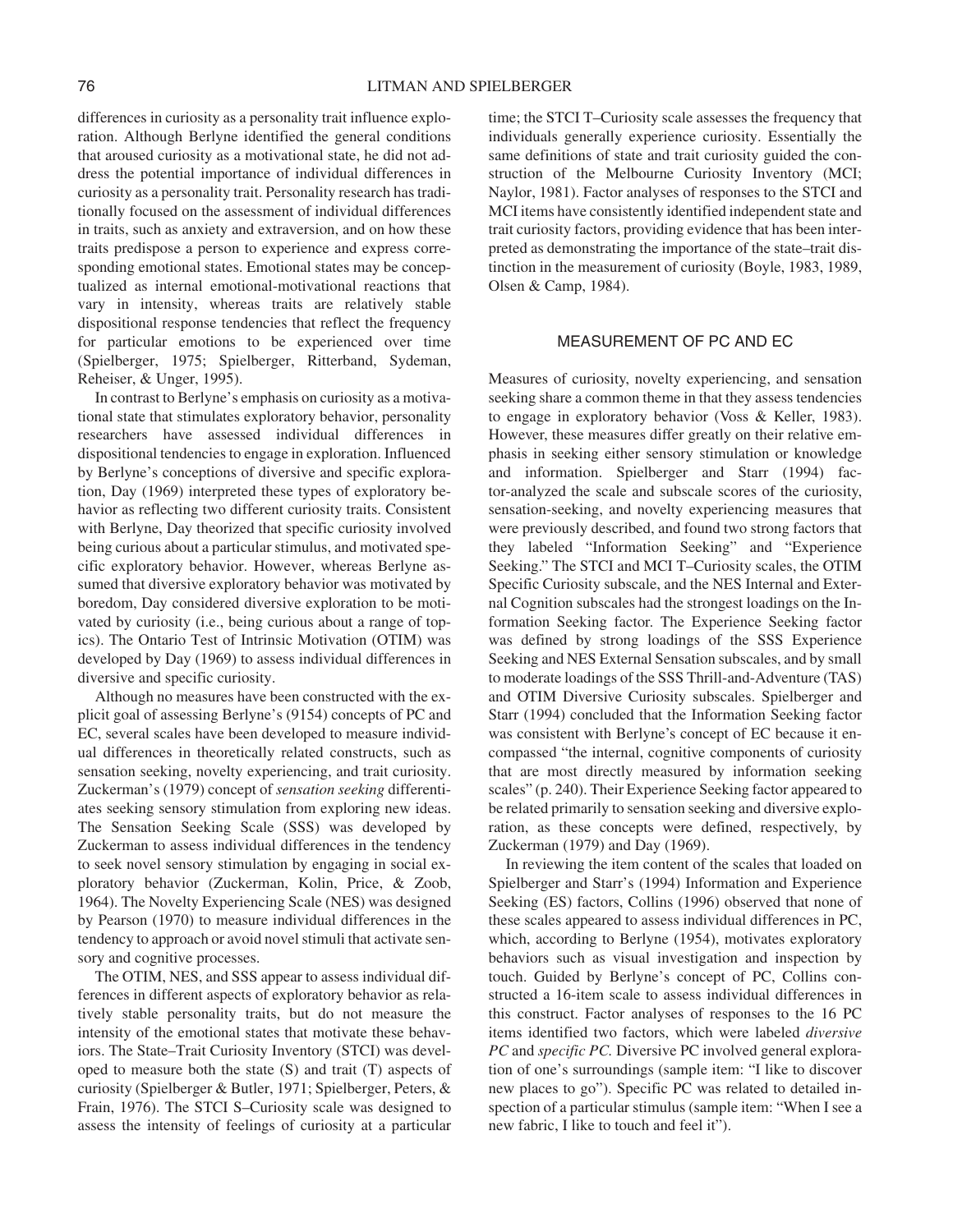differences in curiosity as a personality trait influence exploration. Although Berlyne identified the general conditions that aroused curiosity as a motivational state, he did not address the potential importance of individual differences in curiosity as a personality trait. Personality research has traditionally focused on the assessment of individual differences in traits, such as anxiety and extraversion, and on how these traits predispose a person to experience and express corresponding emotional states. Emotional states may be conceptualized as internal emotional-motivational reactions that vary in intensity, whereas traits are relatively stable dispositional response tendencies that reflect the frequency for particular emotions to be experienced over time (Spielberger, 1975; Spielberger, Ritterband, Sydeman, Reheiser, & Unger, 1995).

In contrast to Berlyne's emphasis on curiosity as a motivational state that stimulates exploratory behavior, personality researchers have assessed individual differences in dispositional tendencies to engage in exploration. Influenced by Berlyne's conceptions of diversive and specific exploration, Day (1969) interpreted these types of exploratory behavior as reflecting two different curiosity traits. Consistent with Berlyne, Day theorized that specific curiosity involved being curious about a particular stimulus, and motivated specific exploratory behavior. However, whereas Berlyne assumed that diversive exploratory behavior was motivated by boredom, Day considered diversive exploration to be motivated by curiosity (i.e., being curious about a range of topics). The Ontario Test of Intrinsic Motivation (OTIM) was developed by Day (1969) to assess individual differences in diversive and specific curiosity.

Although no measures have been constructed with the explicit goal of assessing Berlyne's (9154) concepts of PC and EC, several scales have been developed to measure individual differences in theoretically related constructs, such as sensation seeking, novelty experiencing, and trait curiosity. Zuckerman's (1979) concept of *sensation seeking* differentiates seeking sensory stimulation from exploring new ideas. The Sensation Seeking Scale (SSS) was developed by Zuckerman to assess individual differences in the tendency to seek novel sensory stimulation by engaging in social exploratory behavior (Zuckerman, Kolin, Price, & Zoob, 1964). The Novelty Experiencing Scale (NES) was designed by Pearson (1970) to measure individual differences in the tendency to approach or avoid novel stimuli that activate sensory and cognitive processes.

The OTIM, NES, and SSS appear to assess individual differences in different aspects of exploratory behavior as relatively stable personality traits, but do not measure the intensity of the emotional states that motivate these behaviors. The State–Trait Curiosity Inventory (STCI) was developed to measure both the state (S) and trait (T) aspects of curiosity (Spielberger & Butler, 1971; Spielberger, Peters, & Frain, 1976). The STCI S–Curiosity scale was designed to assess the intensity of feelings of curiosity at a particular time; the STCI T–Curiosity scale assesses the frequency that individuals generally experience curiosity. Essentially the same definitions of state and trait curiosity guided the construction of the Melbourne Curiosity Inventory (MCI; Naylor, 1981). Factor analyses of responses to the STCI and MCI items have consistently identified independent state and trait curiosity factors, providing evidence that has been interpreted as demonstrating the importance of the state–trait distinction in the measurement of curiosity (Boyle, 1983, 1989, Olsen & Camp, 1984).

## MEASUREMENT OF PC AND EC

Measures of curiosity, novelty experiencing, and sensation seeking share a common theme in that they assess tendencies to engage in exploratory behavior (Voss & Keller, 1983). However, these measures differ greatly on their relative emphasis in seeking either sensory stimulation or knowledge and information. Spielberger and Starr (1994) factor-analyzed the scale and subscale scores of the curiosity, sensation-seeking, and novelty experiencing measures that were previously described, and found two strong factors that they labeled "Information Seeking" and "Experience Seeking." The STCI and MCI T–Curiosity scales, the OTIM Specific Curiosity subscale, and the NES Internal and External Cognition subscales had the strongest loadings on the Information Seeking factor. The Experience Seeking factor was defined by strong loadings of the SSS Experience Seeking and NES External Sensation subscales, and by small to moderate loadings of the SSS Thrill-and-Adventure (TAS) and OTIM Diversive Curiosity subscales. Spielberger and Starr (1994) concluded that the Information Seeking factor was consistent with Berlyne's concept of EC because it encompassed "the internal, cognitive components of curiosity that are most directly measured by information seeking scales" (p. 240). Their Experience Seeking factor appeared to be related primarily to sensation seeking and diversive exploration, as these concepts were defined, respectively, by Zuckerman (1979) and Day (1969).

In reviewing the item content of the scales that loaded on Spielberger and Starr's (1994) Information and Experience Seeking (ES) factors, Collins (1996) observed that none of these scales appeared to assess individual differences in PC, which, according to Berlyne (1954), motivates exploratory behaviors such as visual investigation and inspection by touch. Guided by Berlyne's concept of PC, Collins constructed a 16-item scale to assess individual differences in this construct. Factor analyses of responses to the 16 PC items identified two factors, which were labeled *diversive PC* and *specific PC.* Diversive PC involved general exploration of one's surroundings (sample item: "I like to discover new places to go"). Specific PC was related to detailed inspection of a particular stimulus (sample item: "When I see a new fabric, I like to touch and feel it").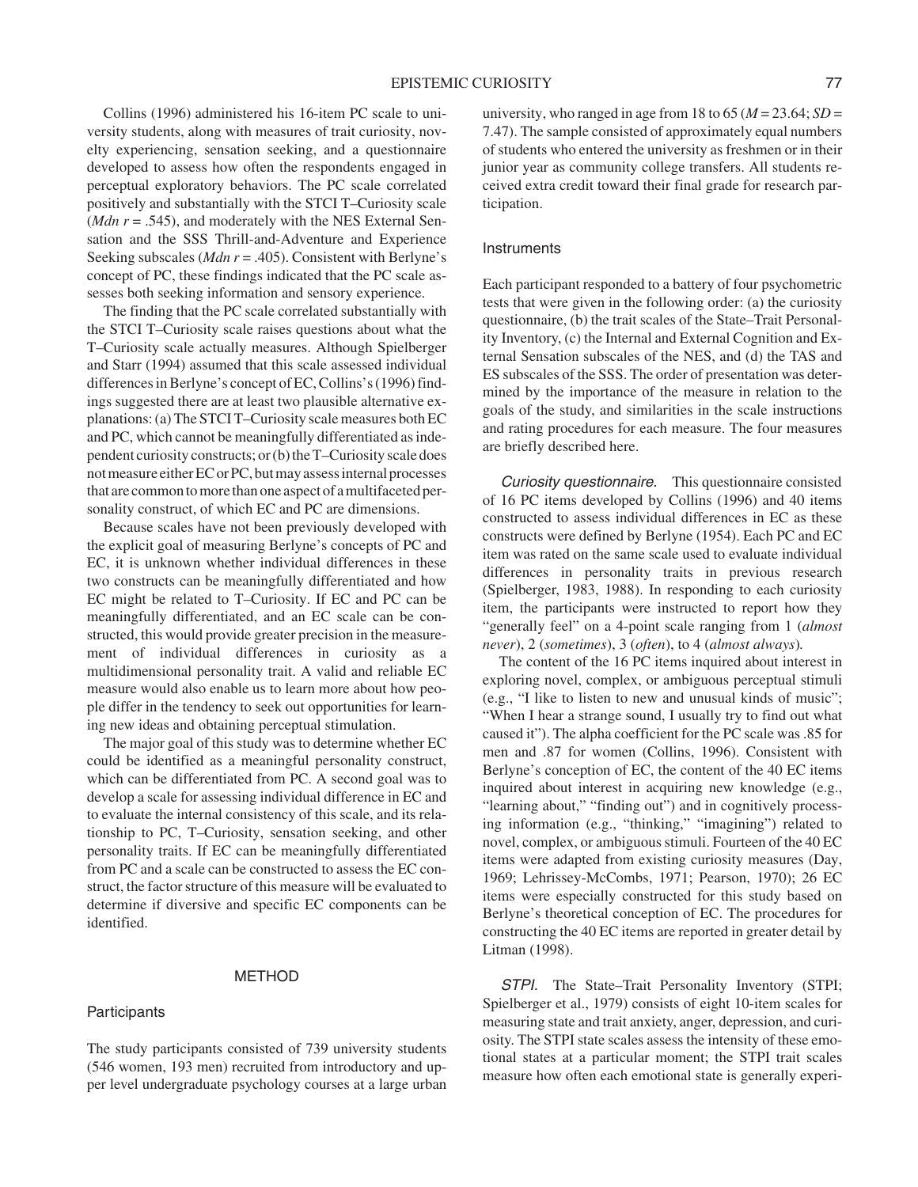Collins (1996) administered his 16-item PC scale to university students, along with measures of trait curiosity, novelty experiencing, sensation seeking, and a questionnaire developed to assess how often the respondents engaged in perceptual exploratory behaviors. The PC scale correlated positively and substantially with the STCI T–Curiosity scale ($Mdn\ r = .545$), and moderately with the NES External Sensation and the SSS Thrill-and-Adventure and Experience Seeking subscales ($Mdn\ r = .405$). Consistent with Berlyne's concept of PC, these findings indicated that the PC scale assesses both seeking information and sensory experience.

The finding that the PC scale correlated substantially with the STCI T–Curiosity scale raises questions about what the T–Curiosity scale actually measures. Although Spielberger and Starr (1994) assumed that this scale assessed individual differences in Berlyne's concept of EC, Collins's (1996) findings suggested there are at least two plausible alternative explanations: (a) The STCI T–Curiosity scale measures both EC and PC, which cannot be meaningfully differentiated as independent curiosity constructs; or (b) the T–Curiosity scale does not measure either EC or PC, but may assess internal processes that are common to more than one aspect of a multifaceted personality construct, of which EC and PC are dimensions.

Because scales have not been previously developed with the explicit goal of measuring Berlyne's concepts of PC and EC, it is unknown whether individual differences in these two constructs can be meaningfully differentiated and how EC might be related to T–Curiosity. If EC and PC can be meaningfully differentiated, and an EC scale can be constructed, this would provide greater precision in the measurement of individual differences in curiosity as a multidimensional personality trait. A valid and reliable EC measure would also enable us to learn more about how people differ in the tendency to seek out opportunities for learning new ideas and obtaining perceptual stimulation.

The major goal of this study was to determine whether EC could be identified as a meaningful personality construct, which can be differentiated from PC. A second goal was to develop a scale for assessing individual difference in EC and to evaluate the internal consistency of this scale, and its relationship to PC, T–Curiosity, sensation seeking, and other personality traits. If EC can be meaningfully differentiated from PC and a scale can be constructed to assess the EC construct, the factor structure of this measure will be evaluated to determine if diversive and specific EC components can be identified.

## METHOD

### Participants

The study participants consisted of 739 university students (546 women, 193 men) recruited from introductory and upper level undergraduate psychology courses at a large urban university, who ranged in age from 18 to 65 ($M = 23.64$; $SD = 7.47$). The sample consisted of approximately equal numbers of students who entered the university as freshmen or in their junior year as community college transfers. All students received extra credit toward their final grade for research participation.

### Instruments

Each participant responded to a battery of four psychometric tests that were given in the following order: (a) the curiosity questionnaire, (b) the trait scales of the State–Trait Personality Inventory, (c) the Internal and External Cognition and External Sensation subscales of the NES, and (d) the TAS and ES subscales of the SSS. The order of presentation was determined by the importance of the measure in relation to the goals of the study, and similarities in the scale instructions and rating procedures for each measure. The four measures are briefly described here.

*Curiosity questionnaire.* This questionnaire consisted of 16 PC items developed by Collins (1996) and 40 items constructed to assess individual differences in EC as these constructs were defined by Berlyne (1954). Each PC and EC item was rated on the same scale used to evaluate individual differences in personality traits in previous research (Spielberger, 1983, 1988). In responding to each curiosity item, the participants were instructed to report how they "generally feel" on a 4-point scale ranging from 1 (*almost never*), 2 (*sometimes*), 3 (*often*), to 4 (*almost always*).

The content of the 16 PC items inquired about interest in exploring novel, complex, or ambiguous perceptual stimuli (e.g., "I like to listen to new and unusual kinds of music"; "When I hear a strange sound, I usually try to find out what caused it"). The alpha coefficient for the PC scale was .85 for men and .87 for women (Collins, 1996). Consistent with Berlyne's conception of EC, the content of the 40 EC items inquired about interest in acquiring new knowledge (e.g., "learning about," "finding out") and in cognitively processing information (e.g., "thinking," "imagining") related to novel, complex, or ambiguous stimuli. Fourteen of the 40 EC items were adapted from existing curiosity measures (Day, 1969; Lehrissey-McCombs, 1971; Pearson, 1970); 26 EC items were especially constructed for this study based on Berlyne's theoretical conception of EC. The procedures for constructing the 40 EC items are reported in greater detail by Litman (1998).

*STPI.* The State–Trait Personality Inventory (STPI; Spielberger et al., 1979) consists of eight 10-item scales for measuring state and trait anxiety, anger, depression, and curiosity. The STPI state scales assess the intensity of these emotional states at a particular moment; the STPI trait scales measure how often each emotional state is generally experi-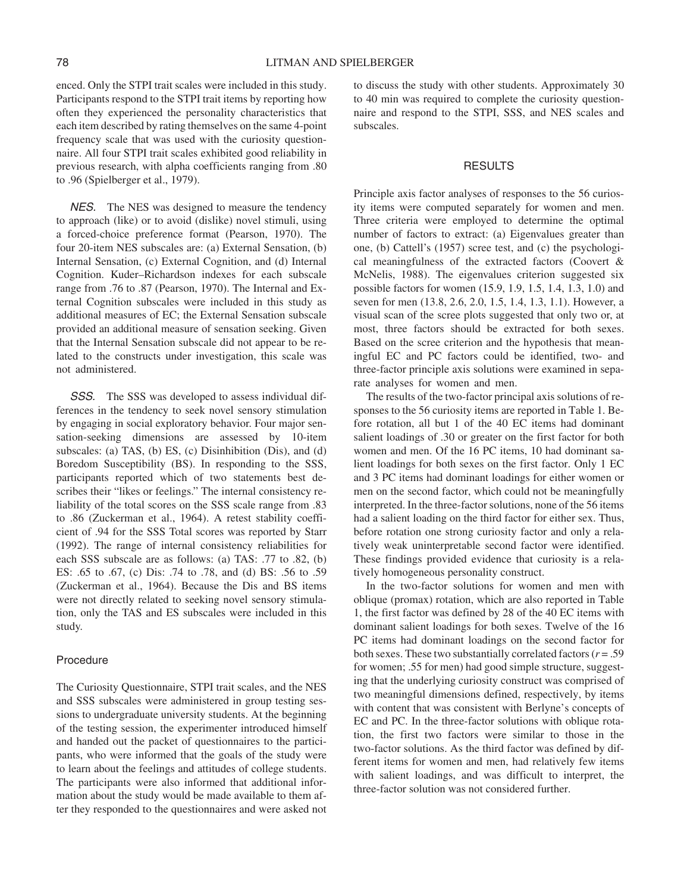enced. Only the STPI trait scales were included in this study. Participants respond to the STPI trait items by reporting how often they experienced the personality characteristics that each item described by rating themselves on the same 4-point frequency scale that was used with the curiosity questionnaire. All four STPI trait scales exhibited good reliability in previous research, with alpha coefficients ranging from .80 to .96 (Spielberger et al., 1979).

*NES.* The NES was designed to measure the tendency to approach (like) or to avoid (dislike) novel stimuli, using a forced-choice preference format (Pearson, 1970). The four 20-item NES subscales are: (a) External Sensation, (b) Internal Sensation, (c) External Cognition, and (d) Internal Cognition. Kuder–Richardson indexes for each subscale range from .76 to .87 (Pearson, 1970). The Internal and External Cognition subscales were included in this study as additional measures of EC; the External Sensation subscale provided an additional measure of sensation seeking. Given that the Internal Sensation subscale did not appear to be related to the constructs under investigation, this scale was not administered.

*SSS.* The SSS was developed to assess individual differences in the tendency to seek novel sensory stimulation by engaging in social exploratory behavior. Four major sensation-seeking dimensions are assessed by 10-item subscales: (a) TAS, (b) ES, (c) Disinhibition (Dis), and (d) Boredom Susceptibility (BS). In responding to the SSS, participants reported which of two statements best describes their "likes or feelings." The internal consistency reliability of the total scores on the SSS scale range from .83 to .86 (Zuckerman et al., 1964). A retest stability coefficient of .94 for the SSS Total scores was reported by Starr (1992). The range of internal consistency reliabilities for each SSS subscale are as follows: (a) TAS: .77 to .82, (b) ES: .65 to .67, (c) Dis: .74 to .78, and (d) BS: .56 to .59 (Zuckerman et al., 1964). Because the Dis and BS items were not directly related to seeking novel sensory stimulation, only the TAS and ES subscales were included in this study.

### Procedure

The Curiosity Questionnaire, STPI trait scales, and the NES and SSS subscales were administered in group testing sessions to undergraduate university students. At the beginning of the testing session, the experimenter introduced himself and handed out the packet of questionnaires to the participants, who were informed that the goals of the study were to learn about the feelings and attitudes of college students. The participants were also informed that additional information about the study would be made available to them after they responded to the questionnaires and were asked not to discuss the study with other students. Approximately 30 to 40 min was required to complete the curiosity questionnaire and respond to the STPI, SSS, and NES scales and subscales.

## RESULTS

Principle axis factor analyses of responses to the 56 curiosity items were computed separately for women and men. Three criteria were employed to determine the optimal number of factors to extract: (a) Eigenvalues greater than one, (b) Cattell's (1957) scree test, and (c) the psychological meaningfulness of the extracted factors (Coovert & McNelis, 1988). The eigenvalues criterion suggested six possible factors for women (15.9, 1.9, 1.5, 1.4, 1.3, 1.0) and seven for men (13.8, 2.6, 2.0, 1.5, 1.4, 1.3, 1.1). However, a visual scan of the scree plots suggested that only two or, at most, three factors should be extracted for both sexes. Based on the scree criterion and the hypothesis that meaningful EC and PC factors could be identified, two- and three-factor principle axis solutions were examined in separate analyses for women and men.

The results of the two-factor principal axis solutions of responses to the 56 curiosity items are reported in Table 1. Before rotation, all but 1 of the 40 EC items had dominant salient loadings of .30 or greater on the first factor for both women and men. Of the 16 PC items, 10 had dominant salient loadings for both sexes on the first factor. Only 1 EC and 3 PC items had dominant loadings for either women or men on the second factor, which could not be meaningfully interpreted. In the three-factor solutions, none of the 56 items had a salient loading on the third factor for either sex. Thus, before rotation one strong curiosity factor and only a relatively weak uninterpretable second factor were identified. These findings provided evidence that curiosity is a relatively homogeneous personality construct.

In the two-factor solutions for women and men with oblique (promax) rotation, which are also reported in Table 1, the first factor was defined by 28 of the 40 EC items with dominant salient loadings for both sexes. Twelve of the 16 PC items had dominant loadings on the second factor for both sexes. These two substantially correlated factors ($r = .59$ for women; .55 for men) had good simple structure, suggesting that the underlying curiosity construct was comprised of two meaningful dimensions defined, respectively, by items with content that was consistent with Berlyne's concepts of EC and PC. In the three-factor solutions with oblique rotation, the first two factors were similar to those in the two-factor solutions. As the third factor was defined by different items for women and men, had relatively few items with salient loadings, and was difficult to interpret, the three-factor solution was not considered further.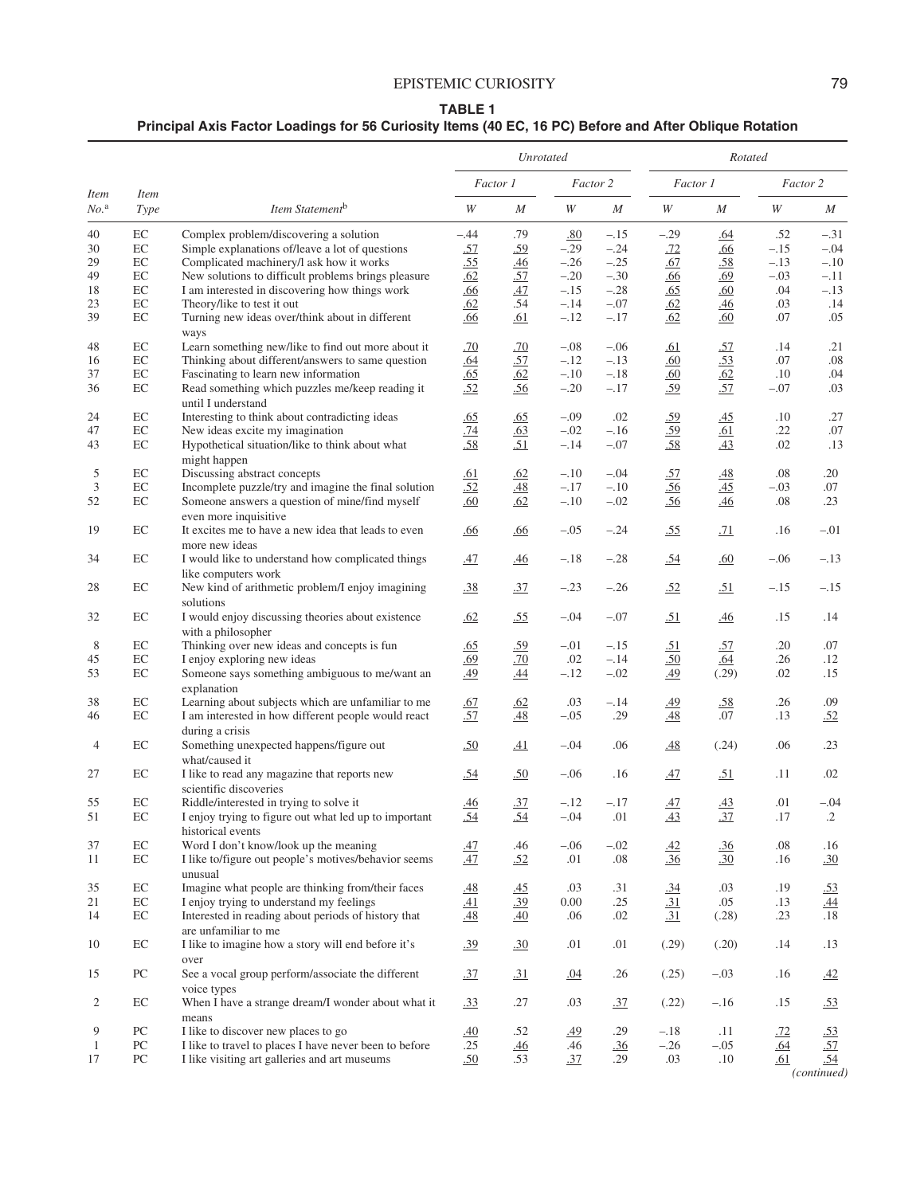**TABLE 1**
**Principal Axis Factor Loadings for 56 Curiosity Items (40 EC, 16 PC) Before and After Oblique Rotation**

| | | | *Unrotated* | | | | *Rotated* | | | |
|---|---|---|---|---|---|---|---|---|---|---|
| | | | *Factor 1* | | *Factor 2* | | *Factor 1* | | *Factor 2* | |
| *Item No.*[a] | *Item Type* | *Item Statement*[b] | *W* | *M* | *W* | *M* | *W* | *M* | *W* | *M* |
| 40 | EC | Complex problem/discovering a solution | −.44 | .79 | .80 | −.15 | −.29 | .64 | .52 | −.31 |
| 30 | EC | Simple explanations of/leave a lot of questions | .57 | .59 | −.29 | −.24 | .72 | .66 | −.15 | −.04 |
| 29 | EC | Complicated machinery/I ask how it works | .55 | .46 | −.26 | −.25 | .67 | .58 | −.13 | −.10 |
| 49 | EC | New solutions to difficult problems brings pleasure | .62 | .57 | −.20 | −.30 | .66 | .69 | −.03 | −.11 |
| 18 | EC | I am interested in discovering how things work | .66 | .47 | −.15 | −.28 | .65 | .60 | .04 | −.13 |
| 23 | EC | Theory/like to test it out | .62 | .54 | −.14 | −.07 | .62 | .46 | .03 | .14 |
| 39 | EC | Turning new ideas over/think about in different ways | .66 | .61 | −.12 | −.17 | .62 | .60 | .07 | .05 |
| 48 | EC | Learn something new/like to find out more about it | .70 | .70 | −.08 | −.06 | .61 | .57 | .14 | .21 |
| 16 | EC | Thinking about different/answers to same question | .64 | .57 | −.12 | −.13 | .60 | .53 | .07 | .08 |
| 37 | EC | Fascinating to learn new information | .65 | .62 | −.10 | −.18 | .60 | .62 | .10 | .04 |
| 36 | EC | Read something which puzzles me/keep reading it until I understand | .52 | .56 | −.20 | −.17 | .59 | .57 | −.07 | .03 |
| 24 | EC | Interesting to think about contradicting ideas | .65 | .65 | −.09 | .02 | .59 | .45 | .10 | .27 |
| 47 | EC | New ideas excite my imagination | .74 | .63 | −.02 | −.16 | .59 | .61 | .22 | .07 |
| 43 | EC | Hypothetical situation/like to think about what might happen | .58 | .51 | −.14 | −.07 | .58 | .43 | .02 | .13 |
| 5 | EC | Discussing abstract concepts | .61 | .62 | −.10 | −.04 | .57 | .48 | .08 | .20 |
| 3 | EC | Incomplete puzzle/try and imagine the final solution | .52 | .48 | −.17 | −.10 | .56 | .45 | −.03 | .07 |
| 52 | EC | Someone answers a question of mine/find myself even more inquisitive | .60 | .62 | −.10 | −.02 | .56 | .46 | .08 | .23 |
| 19 | EC | It excites me to have a new idea that leads to even more new ideas | .66 | .66 | −.05 | −.24 | .55 | .71 | .16 | −.01 |
| 34 | EC | I would like to understand how complicated things like computers work | .47 | .46 | −.18 | −.28 | .54 | .60 | −.06 | −.13 |
| 28 | EC | New kind of arithmetic problem/I enjoy imagining solutions | .38 | .37 | −.23 | −.26 | .52 | .51 | −.15 | −.15 |
| 32 | EC | I would enjoy discussing theories about existence with a philosopher | .62 | .55 | −.04 | −.07 | .51 | .46 | .15 | .14 |
| 8 | EC | Thinking over new ideas and concepts is fun | .65 | .59 | −.01 | −.15 | .51 | .57 | .20 | .07 |
| 45 | EC | I enjoy exploring new ideas | .69 | .70 | .02 | −.14 | .50 | .64 | .26 | .12 |
| 53 | EC | Someone says something ambiguous to me/want an explanation | .49 | .44 | −.12 | −.02 | .49 | (.29) | .02 | .15 |
| 38 | EC | Learning about subjects which are unfamiliar to me | .67 | .62 | .03 | −.14 | .49 | .58 | .26 | .09 |
| 46 | EC | I am interested in how different people would react during a crisis | .57 | .48 | −.05 | .29 | .48 | .07 | .13 | .52 |
| 4 | EC | Something unexpected happens/figure out what/caused it | .50 | .41 | −.04 | .06 | .48 | (.24) | .06 | .23 |
| 27 | EC | I like to read any magazine that reports new scientific discoveries | .54 | .50 | −.06 | .16 | .47 | .51 | .11 | .02 |
| 55 | EC | Riddle/interested in trying to solve it | .46 | .37 | −.12 | −.17 | .47 | .43 | .01 | −.04 |
| 51 | EC | I enjoy trying to figure out what led up to important historical events | .54 | .54 | −.04 | .01 | .43 | .37 | .17 | .2 |
| 37 | EC | Word I don't know/look up the meaning | .47 | .46 | −.06 | −.02 | .42 | .36 | .08 | .16 |
| 11 | EC | I like to/figure out people's motives/behavior seems unusual | .47 | .52 | .01 | .08 | .36 | .30 | .16 | .30 |
| 35 | EC | Imagine what people are thinking from/their faces | .48 | .45 | .03 | .31 | .34 | .03 | .19 | .53 |
| 21 | EC | I enjoy trying to understand my feelings | .41 | .39 | 0.00 | .25 | .31 | .05 | .13 | .44 |
| 14 | EC | Interested in reading about periods of history that are unfamiliar to me | .48 | .40 | .06 | .02 | .31 | (.28) | .23 | .18 |
| 10 | EC | I like to imagine how a story will end before it's over | .39 | .30 | .01 | .01 | (.29) | (.20) | .14 | .13 |
| 15 | PC | See a vocal group perform/associate the different voice types | .37 | .31 | .04 | .26 | (.25) | −.03 | .16 | .42 |
| 2 | EC | When I have a strange dream/I wonder about what it means | .33 | .27 | .03 | .37 | (.22) | −.16 | .15 | .53 |
| 9 | PC | I like to discover new places to go | .40 | .52 | .49 | .29 | −.18 | .11 | .72 | .53 |
| 1 | PC | I like to travel to places I have never been to before | .25 | .46 | .46 | .36 | −.26 | −.05 | .64 | .57 |
| 17 | PC | I like visiting art galleries and art museums | .50 | .53 | .37 | .29 | .03 | .10 | .61 | .54 |

*(continued)*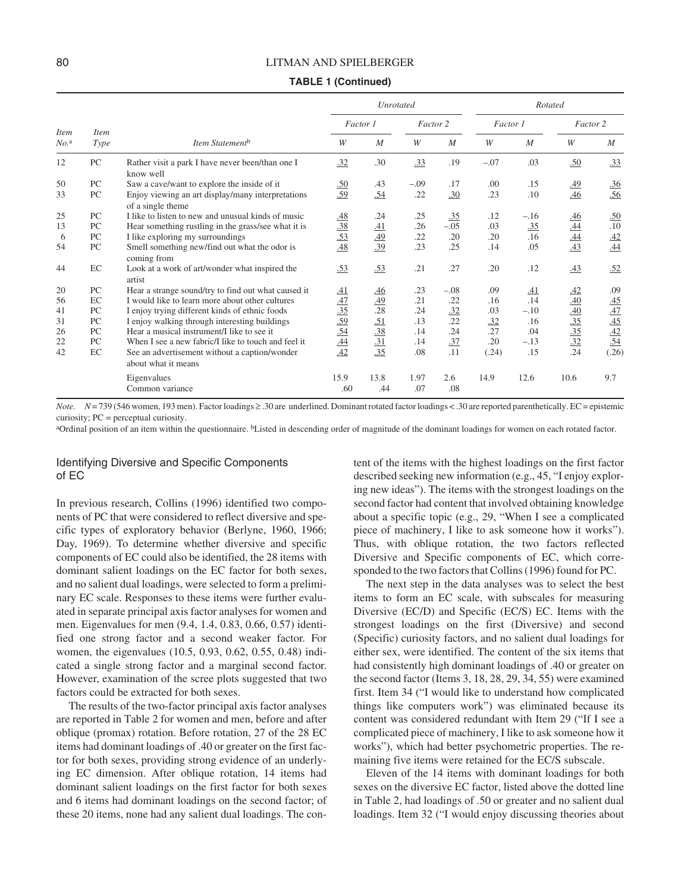**TABLE 1 (Continued)**

| Item No.[a] | Item Type | Item Statement[b] | Unrotated Factor 1 W | Unrotated Factor 1 M | Unrotated Factor 2 W | Unrotated Factor 2 M | Rotated Factor 1 W | Rotated Factor 1 M | Rotated Factor 2 W | Rotated Factor 2 M |
|---|---|---|---|---|---|---|---|---|---|---|
| 12 | PC | Rather visit a park I have never been/than one I know well | .32 | .30 | .33 | .19 | −.07 | .03 | .50 | .33 |
| 50 | PC | Saw a cave/want to explore the inside of it | .50 | .43 | −.09 | .17 | .00 | .15 | .49 | .36 |
| 33 | PC | Enjoy viewing an art display/many interpretations of a single theme | .59 | .54 | .22 | .30 | .23 | .10 | .46 | .56 |
| 25 | PC | I like to listen to new and unusual kinds of music | .48 | .24 | .25 | .35 | .12 | −.16 | .46 | .50 |
| 13 | PC | Hear something rustling in the grass/see what it is | .38 | .41 | .26 | −.05 | .03 | .35 | .44 | .10 |
| 6 | PC | I like exploring my surroundings | .53 | .49 | .22 | .20 | .20 | .16 | .44 | .42 |
| 54 | PC | Smell something new/find out what the odor is coming from | .48 | .39 | .23 | .25 | .14 | .05 | .43 | .44 |
| 44 | EC | Look at a work of art/wonder what inspired the artist | .53 | .53 | .21 | .27 | .20 | .12 | .43 | .52 |
| 20 | PC | Hear a strange sound/try to find out what caused it | .41 | .46 | .23 | −.08 | .09 | .41 | .42 | .09 |
| 56 | EC | I would like to learn more about other cultures | .47 | .49 | .21 | .22 | .16 | .14 | .40 | .45 |
| 41 | PC | I enjoy trying different kinds of ethnic foods | .35 | .28 | .24 | .32 | .03 | −.10 | .40 | .47 |
| 31 | PC | I enjoy walking through interesting buildings | .59 | .51 | .13 | .22 | .32 | .16 | .35 | .45 |
| 26 | PC | Hear a musical instrument/I like to see it | .54 | .38 | .14 | .24 | .27 | .04 | .35 | .42 |
| 22 | PC | When I see a new fabric/I like to touch and feel it | .44 | .31 | .14 | .37 | .20 | −.13 | .32 | .54 |
| 42 | EC | See an advertisement without a caption/wonder about what it means | .42 | .35 | .08 | .11 | (.24) | .15 | .24 | (.26) |
| | | Eigenvalues | 15.9 | 13.8 | 1.97 | 2.6 | 14.9 | 12.6 | 10.6 | 9.7 |
| | | Common variance | .60 | .44 | .07 | .08 | | | | |

*Note.* N = 739 (546 women, 193 men). Factor loadings ≥ .30 are underlined. Dominant rotated factor loadings < .30 are reported parenthetically. EC = epistemic curiosity; PC = perceptual curiosity.

[a]Ordinal position of an item within the questionnaire. [b]Listed in descending order of magnitude of the dominant loadings for women on each rotated factor.

## Identifying Diversive and Specific Components of EC

In previous research, Collins (1996) identified two components of PC that were considered to reflect diversive and specific types of exploratory behavior (Berlyne, 1960, 1966; Day, 1969). To determine whether diversive and specific components of EC could also be identified, the 28 items with dominant salient loadings on the EC factor for both sexes, and no salient dual loadings, were selected to form a preliminary EC scale. Responses to these items were further evaluated in separate principal axis factor analyses for women and men. Eigenvalues for men (9.4, 1.4, 0.83, 0.66, 0.57) identified one strong factor and a second weaker factor. For women, the eigenvalues (10.5, 0.93, 0.62, 0.55, 0.48) indicated a single strong factor and a marginal second factor. However, examination of the scree plots suggested that two factors could be extracted for both sexes.

The results of the two-factor principal axis factor analyses are reported in Table 2 for women and men, before and after oblique (promax) rotation. Before rotation, 27 of the 28 EC items had dominant loadings of .40 or greater on the first factor for both sexes, providing strong evidence of an underlying EC dimension. After oblique rotation, 14 items had dominant salient loadings on the first factor for both sexes and 6 items had dominant loadings on the second factor; of these 20 items, none had any salient dual loadings. The content of the items with the highest loadings on the first factor described seeking new information (e.g., 45, "I enjoy exploring new ideas"). The items with the strongest loadings on the second factor had content that involved obtaining knowledge about a specific topic (e.g., 29, "When I see a complicated piece of machinery, I like to ask someone how it works"). Thus, with oblique rotation, the two factors reflected Diversive and Specific components of EC, which corresponded to the two factors that Collins (1996) found for PC.

The next step in the data analyses was to select the best items to form an EC scale, with subscales for measuring Diversive (EC/D) and Specific (EC/S) EC. Items with the strongest loadings on the first (Diversive) and second (Specific) curiosity factors, and no salient dual loadings for either sex, were identified. The content of the six items that had consistently high dominant loadings of .40 or greater on the second factor (Items 3, 18, 28, 29, 34, 55) were examined first. Item 34 ("I would like to understand how complicated things like computers work") was eliminated because its content was considered redundant with Item 29 ("If I see a complicated piece of machinery, I like to ask someone how it works"), which had better psychometric properties. The remaining five items were retained for the EC/S subscale.

Eleven of the 14 items with dominant loadings for both sexes on the diversive EC factor, listed above the dotted line in Table 2, had loadings of .50 or greater and no salient dual loadings. Item 32 ("I would enjoy discussing theories about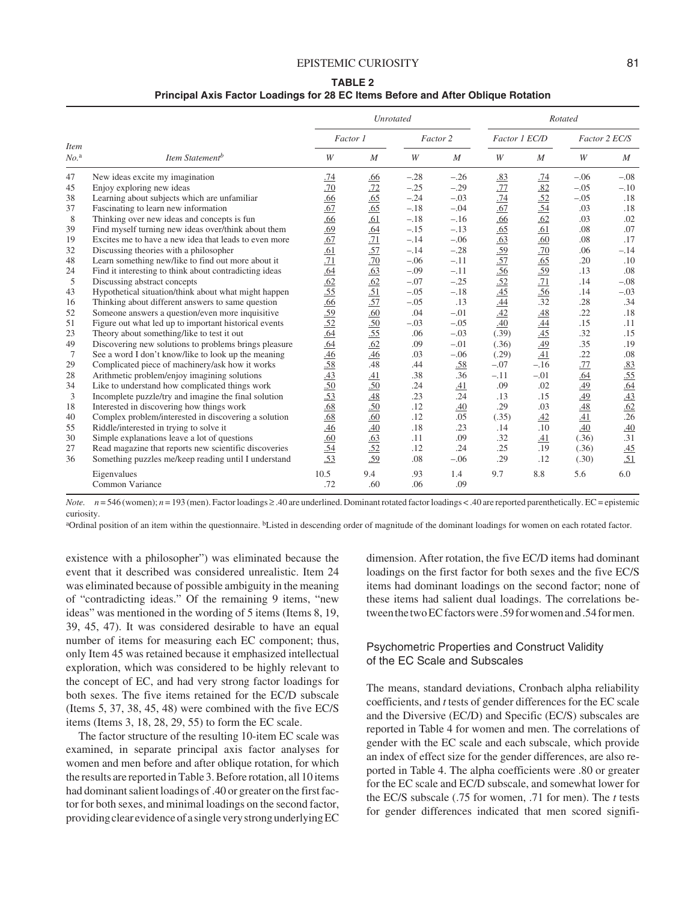**TABLE 2**
**Principal Axis Factor Loadings for 28 EC Items Before and After Oblique Rotation**

| Item No.[a] | Item Statement[b] | Unrotated | | | | Rotated | | | |
|---|---|---|---|---|---|---|---|---|---|
| | | Factor 1 | | Factor 2 | | Factor 1 EC/D | | Factor 2 EC/S | |
| | | *W* | *M* | *W* | *M* | *W* | *M* | *W* | *M* |
| 47 | New ideas excite my imagination | .74 | .66 | −.28 | −.26 | .83 | .74 | −.06 | −.08 |
| 45 | Enjoy exploring new ideas | .70 | .72 | −.25 | −.29 | .77 | .82 | −.05 | −.10 |
| 38 | Learning about subjects which are unfamiliar | .66 | .65 | −.24 | −.03 | .74 | .52 | −.05 | .18 |
| 37 | Fascinating to learn new information | .67 | .65 | −.18 | −.04 | .67 | .54 | .03 | .18 |
| 8 | Thinking over new ideas and concepts is fun | .66 | .61 | −.18 | −.16 | .66 | .62 | .03 | .02 |
| 39 | Find myself turning new ideas over/think about them | .69 | .64 | −.15 | −.13 | .65 | .61 | .08 | .07 |
| 19 | Excites me to have a new idea that leads to even more | .67 | .71 | −.14 | −.06 | .63 | .60 | .08 | .17 |
| 32 | Discussing theories with a philosopher | .61 | .57 | −.14 | −.28 | .59 | .70 | .06 | −.14 |
| 48 | Learn something new/like to find out more about it | .71 | .70 | −.06 | −.11 | .57 | .65 | .20 | .10 |
| 24 | Find it interesting to think about contradicting ideas | .64 | .63 | −.09 | −.11 | .56 | .59 | .13 | .08 |
| 5 | Discussing abstract concepts | .62 | .62 | −.07 | −.25 | .52 | .71 | .14 | −.08 |
| 43 | Hypothetical situation/think about what might happen | .55 | .51 | −.05 | −.18 | .45 | .56 | .14 | −.03 |
| 16 | Thinking about different answers to same question | .66 | .57 | −.05 | .13 | .44 | .32 | .28 | .34 |
| 52 | Someone answers a question/even more inquisitive | .59 | .60 | .04 | −.01 | .42 | .48 | .22 | .18 |
| 51 | Figure out what led up to important historical events | .52 | .50 | −.03 | −.05 | .40 | .44 | .15 | .11 |
| 23 | Theory about something/like to test it out | .64 | .55 | .06 | −.03 | (.39) | .45 | .32 | .15 |
| 49 | Discovering new solutions to problems brings pleasure | .64 | .62 | .09 | −.01 | (.36) | .49 | .35 | .19 |
| 7 | See a word I don't know/like to look up the meaning | .46 | .46 | .03 | −.06 | (.29) | .41 | .22 | .08 |
| 29 | Complicated piece of machinery/ask how it works | .58 | .48 | .44 | .58 | −.07 | −.16 | .77 | .83 |
| 28 | Arithmetic problem/enjoy imagining solutions | .43 | .41 | .38 | .36 | −.11 | −.01 | .64 | .55 |
| 34 | Like to understand how complicated things work | .50 | .50 | .24 | .41 | .09 | .02 | .49 | .64 |
| 3 | Incomplete puzzle/try and imagine the final solution | .53 | .48 | .23 | .24 | .13 | .15 | .49 | .43 |
| 18 | Interested in discovering how things work | .68 | .50 | .12 | .40 | .29 | .03 | .48 | .62 |
| 40 | Complex problem/interested in discovering a solution | .68 | .60 | .12 | .05 | (.35) | .42 | .41 | .26 |
| 55 | Riddle/interested in trying to solve it | .46 | .40 | .18 | .23 | .14 | .10 | .40 | .40 |
| 30 | Simple explanations leave a lot of questions | .60 | .63 | .11 | .09 | .32 | .41 | (.36) | .31 |
| 27 | Read magazine that reports new scientific discoveries | .54 | .52 | .12 | .24 | .25 | .19 | (.36) | .45 |
| 36 | Something puzzles me/keep reading until I understand | .53 | .59 | .08 | −.06 | .29 | .12 | (.30) | .51 |
| | Eigenvalues | 10.5 | 9.4 | .93 | 1.4 | 9.7 | 8.8 | 5.6 | 6.0 |
| | Common Variance | .72 | .60 | .06 | .09 | | | | |

*Note.* *n* = 546 (women); *n* = 193 (men). Factor loadings ≥ .40 are underlined. Dominant rotated factor loadings < .40 are reported parenthetically. EC = epistemic curiosity.

[a]Ordinal position of an item within the questionnaire. [b]Listed in descending order of magnitude of the dominant loadings for women on each rotated factor.

existence with a philosopher") was eliminated because the event that it described was considered unrealistic. Item 24 was eliminated because of possible ambiguity in the meaning of "contradicting ideas." Of the remaining 9 items, "new ideas" was mentioned in the wording of 5 items (Items 8, 19, 39, 45, 47). It was considered desirable to have an equal number of items for measuring each EC component; thus, only Item 45 was retained because it emphasized intellectual exploration, which was considered to be highly relevant to the concept of EC, and had very strong factor loadings for both sexes. The five items retained for the EC/D subscale (Items 5, 37, 38, 45, 48) were combined with the five EC/S items (Items 3, 18, 28, 29, 55) to form the EC scale.

The factor structure of the resulting 10-item EC scale was examined, in separate principal axis factor analyses for women and men before and after oblique rotation, for which the results are reported in Table 3. Before rotation, all 10 items had dominant salient loadings of .40 or greater on the first factor for both sexes, and minimal loadings on the second factor, providing clear evidence of a single very strong underlying EC dimension. After rotation, the five EC/D items had dominant loadings on the first factor for both sexes and the five EC/S items had dominant loadings on the second factor; none of these items had salient dual loadings. The correlations between the two EC factors were .59 for women and .54 for men.

## Psychometric Properties and Construct Validity of the EC Scale and Subscales

The means, standard deviations, Cronbach alpha reliability coefficients, and *t* tests of gender differences for the EC scale and the Diversive (EC/D) and Specific (EC/S) subscales are reported in Table 4 for women and men. The correlations of gender with the EC scale and each subscale, which provide an index of effect size for the gender differences, are also reported in Table 4. The alpha coefficients were .80 or greater for the EC scale and EC/D subscale, and somewhat lower for the EC/S subscale (.75 for women, .71 for men). The *t* tests for gender differences indicated that men scored signifi-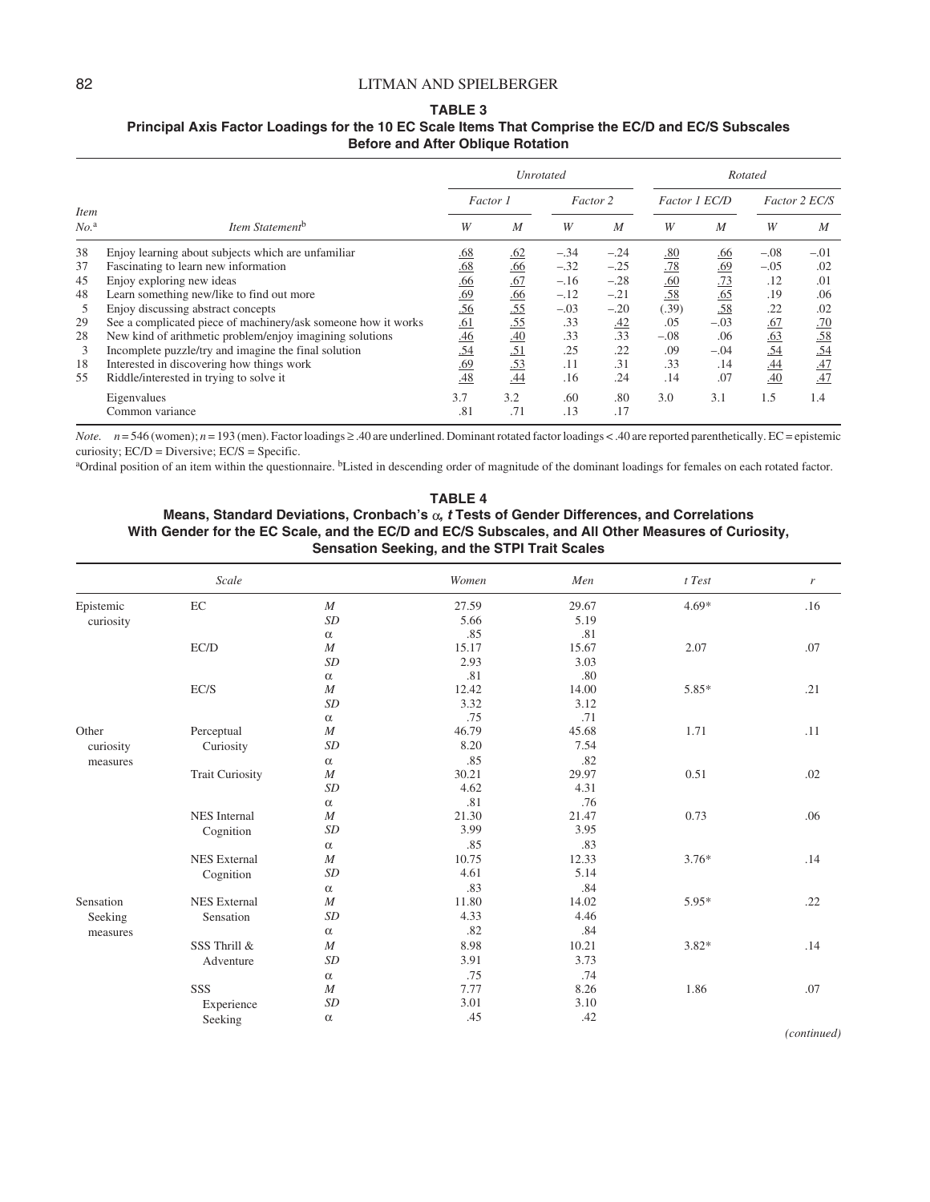**TABLE 3**
**Principal Axis Factor Loadings for the 10 EC Scale Items That Comprise the EC/D and EC/S Subscales Before and After Oblique Rotation**

| | | *Unrotated* | | | | *Rotated* | | | |
|---|---|---|---|---|---|---|---|---|---|
| | | *Factor 1* | | *Factor 2* | | *Factor 1 EC/D* | | *Factor 2 EC/S* | |
| *Item No.*[a] | *Item Statement*[b] | *W* | *M* | *W* | *M* | *W* | *M* | *W* | *M* |
| 38 | Enjoy learning about subjects which are unfamiliar | <u>.68</u> | <u>.62</u> | –.34 | –.24 | <u>.80</u> | <u>.66</u> | –.08 | –.01 |
| 37 | Fascinating to learn new information | <u>.68</u> | <u>.66</u> | –.32 | –.25 | <u>.78</u> | <u>.69</u> | –.05 | .02 |
| 45 | Enjoy exploring new ideas | <u>.66</u> | <u>.67</u> | –.16 | –.28 | <u>.60</u> | <u>.73</u> | .12 | .01 |
| 48 | Learn something new/like to find out more | <u>.69</u> | <u>.66</u> | –.12 | –.21 | <u>.58</u> | <u>.65</u> | .19 | .06 |
| 5 | Enjoy discussing abstract concepts | <u>.56</u> | <u>.55</u> | –.03 | –.20 | (.39) | <u>.58</u> | .22 | .02 |
| 29 | See a complicated piece of machinery/ask someone how it works | <u>.61</u> | <u>.55</u> | .33 | <u>.42</u> | .05 | –.03 | <u>.67</u> | <u>.70</u> |
| 28 | New kind of arithmetic problem/enjoy imagining solutions | <u>.46</u> | <u>.40</u> | .33 | .33 | –.08 | .06 | <u>.63</u> | <u>.58</u> |
| 3 | Incomplete puzzle/try and imagine the final solution | <u>.54</u> | <u>.51</u> | .25 | .22 | .09 | –.04 | <u>.54</u> | <u>.54</u> |
| 18 | Interested in discovering how things work | <u>.69</u> | <u>.53</u> | .11 | .31 | .33 | .14 | <u>.44</u> | <u>.47</u> |
| 55 | Riddle/interested in trying to solve it | <u>.48</u> | <u>.44</u> | .16 | .24 | .14 | .07 | <u>.40</u> | <u>.47</u> |
| | Eigenvalues | 3.7 | 3.2 | .60 | .80 | 3.0 | 3.1 | 1.5 | 1.4 |
| | Common variance | .81 | .71 | .13 | .17 | | | | |

*Note.* $n = 546$ (women); $n = 193$ (men). Factor loadings ≥ .40 are underlined. Dominant rotated factor loadings < .40 are reported parenthetically. EC = epistemic curiosity; EC/D = Diversive; EC/S = Specific.

[a]Ordinal position of an item within the questionnaire. [b]Listed in descending order of magnitude of the dominant loadings for females on each rotated factor.

**TABLE 4**
**Means, Standard Deviations, Cronbach's α, *t* Tests of Gender Differences, and Correlations With Gender for the EC Scale, and the EC/D and EC/S Subscales, and All Other Measures of Curiosity, Sensation Seeking, and the STPI Trait Scales**

| | *Scale* | | *Women* | *Men* | *t Test* | *r* |
|---|---|---|---|---|---|---|
| Epistemic curiosity | EC | *M* | 27.59 | 29.67 | 4.69* | .16 |
| | | *SD* | 5.66 | 5.19 | | |
| | | α | .85 | .81 | | |
| | EC/D | *M* | 15.17 | 15.67 | 2.07 | .07 |
| | | *SD* | 2.93 | 3.03 | | |
| | | α | .81 | .80 | | |
| | EC/S | *M* | 12.42 | 14.00 | 5.85* | .21 |
| | | *SD* | 3.32 | 3.12 | | |
| | | α | .75 | .71 | | |
| Other curiosity measures | Perceptual Curiosity | *M* | 46.79 | 45.68 | 1.71 | .11 |
| | | *SD* | 8.20 | 7.54 | | |
| | | α | .85 | .82 | | |
| | Trait Curiosity | *M* | 30.21 | 29.97 | 0.51 | .02 |
| | | *SD* | 4.62 | 4.31 | | |
| | | α | .81 | .76 | | |
| | NES Internal Cognition | *M* | 21.30 | 21.47 | 0.73 | .06 |
| | | *SD* | 3.99 | 3.95 | | |
| | | α | .85 | .83 | | |
| | NES External Cognition | *M* | 10.75 | 12.33 | 3.76* | .14 |
| | | *SD* | 4.61 | 5.14 | | |
| | | α | .83 | .84 | | |
| Sensation Seeking measures | NES External Sensation | *M* | 11.80 | 14.02 | 5.95* | .22 |
| | | *SD* | 4.33 | 4.46 | | |
| | | α | .82 | .84 | | |
| | SSS Thrill & Adventure | *M* | 8.98 | 10.21 | 3.82* | .14 |
| | | *SD* | 3.91 | 3.73 | | |
| | | α | .75 | .74 | | |
| | SSS Experience Seeking | *M* | 7.77 | 8.26 | 1.86 | .07 |
| | | *SD* | 3.01 | 3.10 | | |
| | | α | .45 | .42 | | |

*(continued)*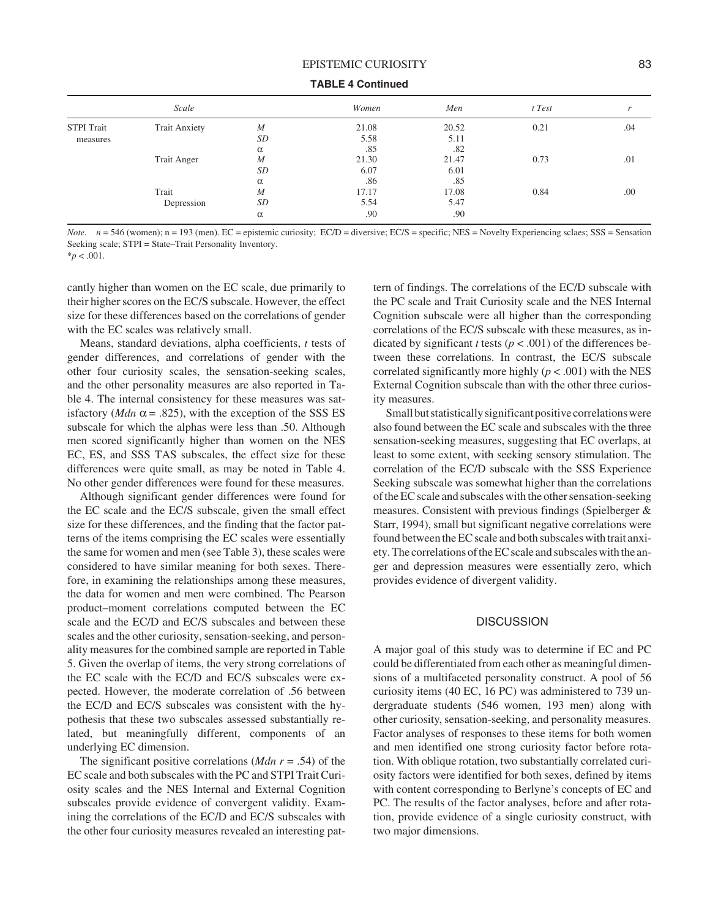**TABLE 4 Continued**

| Scale | | | Women | Men | t Test | r |
|---|---|---|---|---|---|---|
| STPI Trait measures | Trait Anxiety | *M* | 21.08 | 20.52 | 0.21 | .04 |
| | | *SD* | 5.58 | 5.11 | | |
| | | α | .85 | .82 | | |
| | Trait Anger | *M* | 21.30 | 21.47 | 0.73 | .01 |
| | | *SD* | 6.07 | 6.01 | | |
| | | α | .86 | .85 | | |
| | Trait Depression | *M* | 17.17 | 17.08 | 0.84 | .00 |
| | | *SD* | 5.54 | 5.47 | | |
| | | α | .90 | .90 | | |

*Note.* $n = 546$ (women); $n = 193$ (men). EC = epistemic curiosity; EC/D = diversive; EC/S = specific; NES = Novelty Experiencing sclaes; SSS = Sensation Seeking scale; STPI = State–Trait Personality Inventory.
$^{*}p < .001$.

cantly higher than women on the EC scale, due primarily to their higher scores on the EC/S subscale. However, the effect size for these differences based on the correlations of gender with the EC scales was relatively small.

Means, standard deviations, alpha coefficients, *t* tests of gender differences, and correlations of gender with the other four curiosity scales, the sensation-seeking scales, and the other personality measures are also reported in Table 4. The internal consistency for these measures was satisfactory (*Mdn* $\alpha = .825$), with the exception of the SSS ES subscale for which the alphas were less than .50. Although men scored significantly higher than women on the NES EC, ES, and SSS TAS subscales, the effect size for these differences were quite small, as may be noted in Table 4. No other gender differences were found for these measures.

Although significant gender differences were found for the EC scale and the EC/S subscale, given the small effect size for these differences, and the finding that the factor patterns of the items comprising the EC scales were essentially the same for women and men (see Table 3), these scales were considered to have similar meaning for both sexes. Therefore, in examining the relationships among these measures, the data for women and men were combined. The Pearson product–moment correlations computed between the EC scale and the EC/D and EC/S subscales and between these scales and the other curiosity, sensation-seeking, and personality measures for the combined sample are reported in Table 5. Given the overlap of items, the very strong correlations of the EC scale with the EC/D and EC/S subscales were expected. However, the moderate correlation of .56 between the EC/D and EC/S subscales was consistent with the hypothesis that these two subscales assessed substantially related, but meaningfully different, components of an underlying EC dimension.

The significant positive correlations (*Mdn* $r = .54$) of the EC scale and both subscales with the PC and STPI Trait Curiosity scales and the NES Internal and External Cognition subscales provide evidence of convergent validity. Examining the correlations of the EC/D and EC/S subscales with the other four curiosity measures revealed an interesting pattern of findings. The correlations of the EC/D subscale with the PC scale and Trait Curiosity scale and the NES Internal Cognition subscale were all higher than the corresponding correlations of the EC/S subscale with these measures, as indicated by significant *t* tests ($p < .001$) of the differences between these correlations. In contrast, the EC/S subscale correlated significantly more highly ($p < .001$) with the NES External Cognition subscale than with the other three curiosity measures.

Small but statistically significant positive correlations were also found between the EC scale and subscales with the three sensation-seeking measures, suggesting that EC overlaps, at least to some extent, with seeking sensory stimulation. The correlation of the EC/D subscale with the SSS Experience Seeking subscale was somewhat higher than the correlations of the EC scale and subscales with the other sensation-seeking measures. Consistent with previous findings (Spielberger & Starr, 1994), small but significant negative correlations were found between the EC scale and both subscales with trait anxiety. The correlations of the EC scale and subscales with the anger and depression measures were essentially zero, which provides evidence of divergent validity.

## DISCUSSION

A major goal of this study was to determine if EC and PC could be differentiated from each other as meaningful dimensions of a multifaceted personality construct. A pool of 56 curiosity items (40 EC, 16 PC) was administered to 739 undergraduate students (546 women, 193 men) along with other curiosity, sensation-seeking, and personality measures. Factor analyses of responses to these items for both women and men identified one strong curiosity factor before rotation. With oblique rotation, two substantially correlated curiosity factors were identified for both sexes, defined by items with content corresponding to Berlyne's concepts of EC and PC. The results of the factor analyses, before and after rotation, provide evidence of a single curiosity construct, with two major dimensions.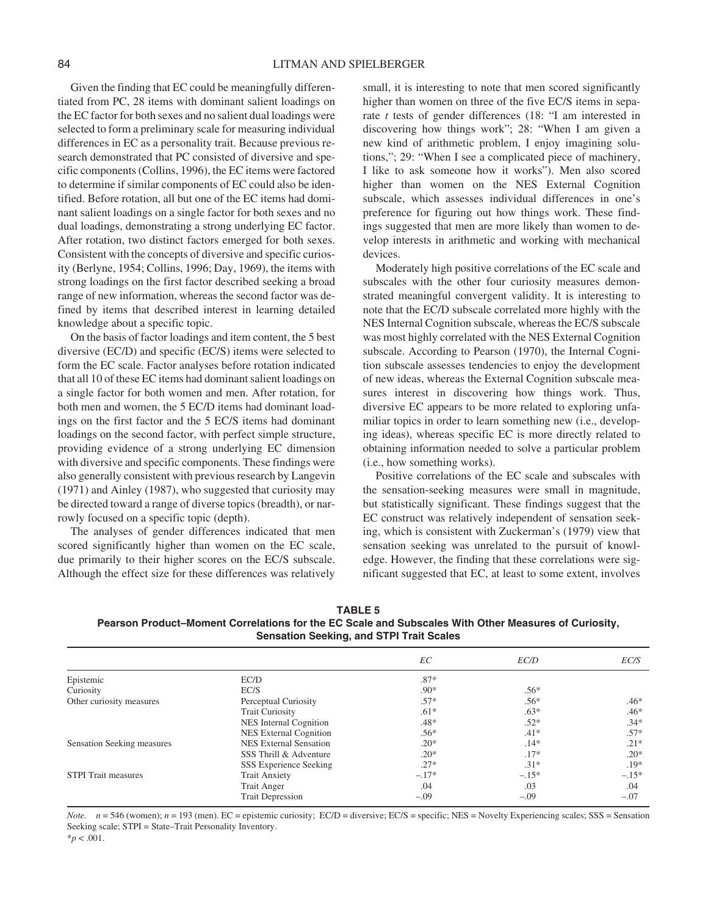Given the finding that EC could be meaningfully differentiated from PC, 28 items with dominant salient loadings on the EC factor for both sexes and no salient dual loadings were selected to form a preliminary scale for measuring individual differences in EC as a personality trait. Because previous research demonstrated that PC consisted of diversive and specific components (Collins, 1996), the EC items were factored to determine if similar components of EC could also be identified. Before rotation, all but one of the EC items had dominant salient loadings on a single factor for both sexes and no dual loadings, demonstrating a strong underlying EC factor. After rotation, two distinct factors emerged for both sexes. Consistent with the concepts of diversive and specific curiosity (Berlyne, 1954; Collins, 1996; Day, 1969), the items with strong loadings on the first factor described seeking a broad range of new information, whereas the second factor was defined by items that described interest in learning detailed knowledge about a specific topic.

On the basis of factor loadings and item content, the 5 best diversive (EC/D) and specific (EC/S) items were selected to form the EC scale. Factor analyses before rotation indicated that all 10 of these EC items had dominant salient loadings on a single factor for both women and men. After rotation, for both men and women, the 5 EC/D items had dominant loadings on the first factor and the 5 EC/S items had dominant loadings on the second factor, with perfect simple structure, providing evidence of a strong underlying EC dimension with diversive and specific components. These findings were also generally consistent with previous research by Langevin (1971) and Ainley (1987), who suggested that curiosity may be directed toward a range of diverse topics (breadth), or narrowly focused on a specific topic (depth).

The analyses of gender differences indicated that men scored significantly higher than women on the EC scale, due primarily to their higher scores on the EC/S subscale. Although the effect size for these differences was relatively small, it is interesting to note that men scored significantly higher than women on three of the five EC/S items in separate *t* tests of gender differences (18: "I am interested in discovering how things work"; 28: "When I am given a new kind of arithmetic problem, I enjoy imagining solutions,"; 29: "When I see a complicated piece of machinery, I like to ask someone how it works"). Men also scored higher than women on the NES External Cognition subscale, which assesses individual differences in one's preference for figuring out how things work. These findings suggested that men are more likely than women to develop interests in arithmetic and working with mechanical devices.

Moderately high positive correlations of the EC scale and subscales with the other four curiosity measures demonstrated meaningful convergent validity. It is interesting to note that the EC/D subscale correlated more highly with the NES Internal Cognition subscale, whereas the EC/S subscale was most highly correlated with the NES External Cognition subscale. According to Pearson (1970), the Internal Cognition subscale assesses tendencies to enjoy the development of new ideas, whereas the External Cognition subscale measures interest in discovering how things work. Thus, diversive EC appears to be more related to exploring unfamiliar topics in order to learn something new (i.e., developing ideas), whereas specific EC is more directly related to obtaining information needed to solve a particular problem (i.e., how something works).

Positive correlations of the EC scale and subscales with the sensation-seeking measures were small in magnitude, but statistically significant. These findings suggest that the EC construct was relatively independent of sensation seeking, which is consistent with Zuckerman's (1979) view that sensation seeking was unrelated to the pursuit of knowledge. However, the finding that these correlations were significant suggested that EC, at least to some extent, involves

**TABLE 5**
**Pearson Product–Moment Correlations for the EC Scale and Subscales With Other Measures of Curiosity, Sensation Seeking, and STPI Trait Scales**

| | | *EC* | *EC/D* | *EC/S* |
|---|---|---|---|---|
| Epistemic Curiosity | EC/D | .87* | | |
| | EC/S | .90* | .56* | |
| Other curiosity measures | Perceptual Curiosity | .57* | .56* | .46* |
| | Trait Curiosity | .61* | .63* | .46* |
| | NES Internal Cognition | .48* | .52* | .34* |
| | NES External Cognition | .56* | .41* | .57* |
| Sensation Seeking measures | NES External Sensation | .20* | .14* | .21* |
| | SSS Thrill & Adventure | .20* | .17* | .20* |
| | SSS Experience Seeking | .27* | .31* | .19* |
| STPI Trait measures | Trait Anxiety | –.17* | –.15* | –.15* |
| | Trait Anger | .04 | .03 | .04 |
| | Trait Depression | –.09 | –.09 | –.07 |

*Note.* $n$ = 546 (women); $n$ = 193 (men). EC = epistemic curiosity; EC/D = diversive; EC/S = specific; NES = Novelty Experiencing scales; SSS = Sensation Seeking scale; STPI = State–Trait Personality Inventory.
*$p < .001$.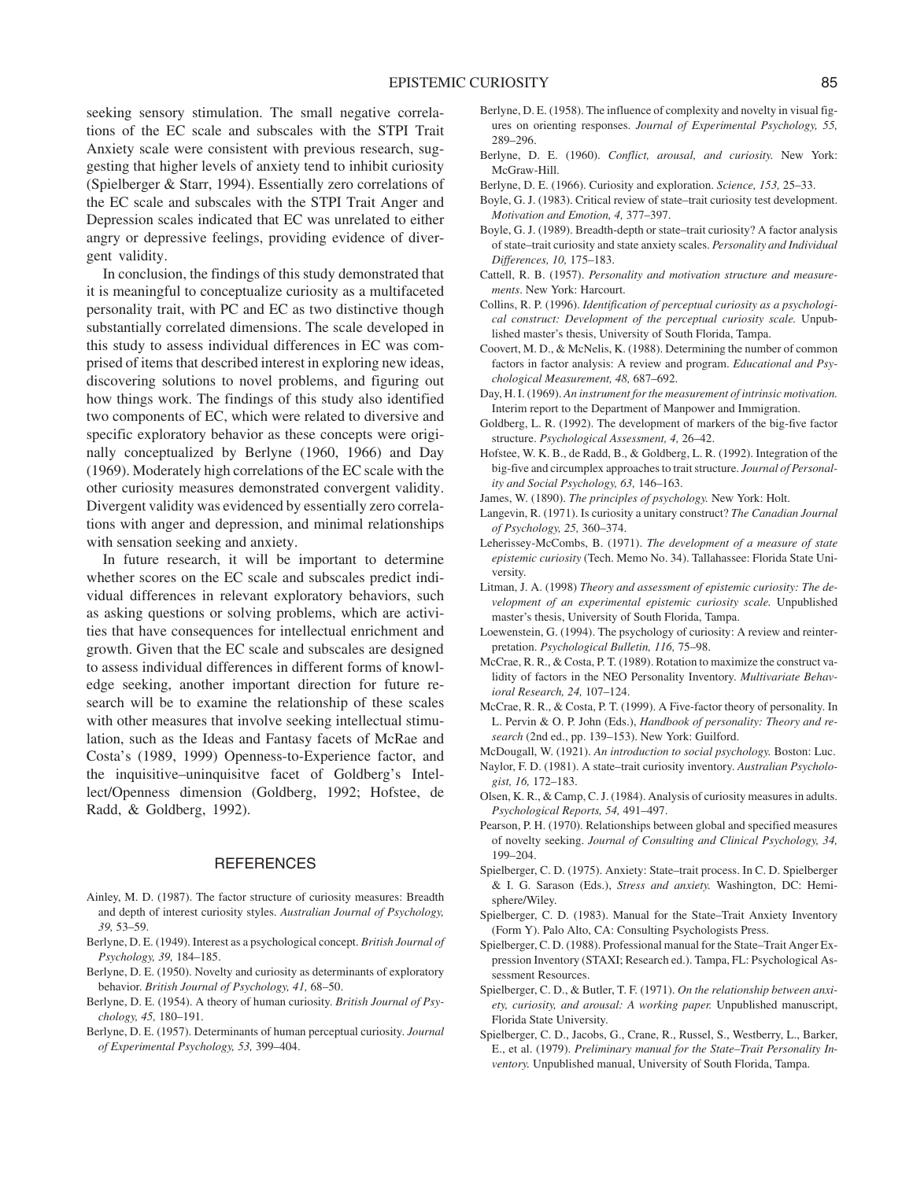seeking sensory stimulation. The small negative correlations of the EC scale and subscales with the STPI Trait Anxiety scale were consistent with previous research, suggesting that higher levels of anxiety tend to inhibit curiosity (Spielberger & Starr, 1994). Essentially zero correlations of the EC scale and subscales with the STPI Trait Anger and Depression scales indicated that EC was unrelated to either angry or depressive feelings, providing evidence of divergent validity.

In conclusion, the findings of this study demonstrated that it is meaningful to conceptualize curiosity as a multifaceted personality trait, with PC and EC as two distinctive though substantially correlated dimensions. The scale developed in this study to assess individual differences in EC was comprised of items that described interest in exploring new ideas, discovering solutions to novel problems, and figuring out how things work. The findings of this study also identified two components of EC, which were related to diversive and specific exploratory behavior as these concepts were originally conceptualized by Berlyne (1960, 1966) and Day (1969). Moderately high correlations of the EC scale with the other curiosity measures demonstrated convergent validity. Divergent validity was evidenced by essentially zero correlations with anger and depression, and minimal relationships with sensation seeking and anxiety.

In future research, it will be important to determine whether scores on the EC scale and subscales predict individual differences in relevant exploratory behaviors, such as asking questions or solving problems, which are activities that have consequences for intellectual enrichment and growth. Given that the EC scale and subscales are designed to assess individual differences in different forms of knowledge seeking, another important direction for future research will be to examine the relationship of these scales with other measures that involve seeking intellectual stimulation, such as the Ideas and Fantasy facets of McRae and Costa's (1989, 1999) Openness-to-Experience factor, and the inquisitive–uninquisitve facet of Goldberg's Intellect/Openness dimension (Goldberg, 1992; Hofstee, de Radd, & Goldberg, 1992).

## REFERENCES

Ainley, M. D. (1987). The factor structure of curiosity measures: Breadth and depth of interest curiosity styles. *Australian Journal of Psychology, 39,* 53–59.

Berlyne, D. E. (1949). Interest as a psychological concept. *British Journal of Psychology, 39,* 184–185.

Berlyne, D. E. (1950). Novelty and curiosity as determinants of exploratory behavior. *British Journal of Psychology, 41,* 68–50.

Berlyne, D. E. (1954). A theory of human curiosity. *British Journal of Psychology, 45,* 180–191.

Berlyne, D. E. (1957). Determinants of human perceptual curiosity. *Journal of Experimental Psychology, 53,* 399–404.

Berlyne, D. E. (1958). The influence of complexity and novelty in visual figures on orienting responses. *Journal of Experimental Psychology, 55,* 289–296.

Berlyne, D. E. (1960). *Conflict, arousal, and curiosity.* New York: McGraw-Hill.

Berlyne, D. E. (1966). Curiosity and exploration. *Science, 153,* 25–33.

Boyle, G. J. (1983). Critical review of state–trait curiosity test development. *Motivation and Emotion, 4,* 377–397.

Boyle, G. J. (1989). Breadth-depth or state–trait curiosity? A factor analysis of state–trait curiosity and state anxiety scales. *Personality and Individual Differences, 10,* 175–183.

Cattell, R. B. (1957). *Personality and motivation structure and measurements*. New York: Harcourt.

Collins, R. P. (1996). *Identification of perceptual curiosity as a psychological construct: Development of the perceptual curiosity scale.* Unpublished master's thesis, University of South Florida, Tampa.

Coovert, M. D., & McNelis, K. (1988). Determining the number of common factors in factor analysis: A review and program. *Educational and Psychological Measurement, 48,* 687–692.

Day, H. I. (1969). *An instrument for the measurement of intrinsic motivation.* Interim report to the Department of Manpower and Immigration.

Goldberg, L. R. (1992). The development of markers of the big-five factor structure. *Psychological Assessment, 4,* 26–42.

Hofstee, W. K. B., de Radd, B., & Goldberg, L. R. (1992). Integration of the big-five and circumplex approaches to trait structure. *Journal of Personality and Social Psychology, 63,* 146–163.

James, W. (1890). *The principles of psychology.* New York: Holt.

Langevin, R. (1971). Is curiosity a unitary construct? *The Canadian Journal of Psychology, 25,* 360–374.

Leherissey-McCombs, B. (1971). *The development of a measure of state epistemic curiosity* (Tech. Memo No. 34). Tallahassee: Florida State University.

Litman, J. A. (1998) *Theory and assessment of epistemic curiosity: The development of an experimental epistemic curiosity scale.* Unpublished master's thesis, University of South Florida, Tampa.

Loewenstein, G. (1994). The psychology of curiosity: A review and reinterpretation. *Psychological Bulletin, 116,* 75–98.

McCrae, R. R., & Costa, P. T. (1989). Rotation to maximize the construct validity of factors in the NEO Personality Inventory. *Multivariate Behavioral Research, 24,* 107–124.

McCrae, R. R., & Costa, P. T. (1999). A Five-factor theory of personality. In L. Pervin & O. P. John (Eds.), *Handbook of personality: Theory and research* (2nd ed., pp. 139–153). New York: Guilford.

McDougall, W. (1921). *An introduction to social psychology.* Boston: Luc.

Naylor, F. D. (1981). A state–trait curiosity inventory. *Australian Psychologist, 16,* 172–183.

Olsen, K. R., & Camp, C. J. (1984). Analysis of curiosity measures in adults. *Psychological Reports, 54,* 491–497.

Pearson, P. H. (1970). Relationships between global and specified measures of novelty seeking. *Journal of Consulting and Clinical Psychology, 34,* 199–204.

Spielberger, C. D. (1975). Anxiety: State–trait process. In C. D. Spielberger & I. G. Sarason (Eds.), *Stress and anxiety.* Washington, DC: Hemisphere/Wiley.

Spielberger, C. D. (1983). Manual for the State–Trait Anxiety Inventory (Form Y). Palo Alto, CA: Consulting Psychologists Press.

Spielberger, C. D. (1988). Professional manual for the State–Trait Anger Expression Inventory (STAXI; Research ed.). Tampa, FL: Psychological Assessment Resources.

Spielberger, C. D., & Butler, T. F. (1971). *On the relationship between anxiety, curiosity, and arousal: A working paper.* Unpublished manuscript, Florida State University.

Spielberger, C. D., Jacobs, G., Crane, R., Russel, S., Westberry, L., Barker, E., et al. (1979). *Preliminary manual for the State–Trait Personality Inventory.* Unpublished manual, University of South Florida, Tampa.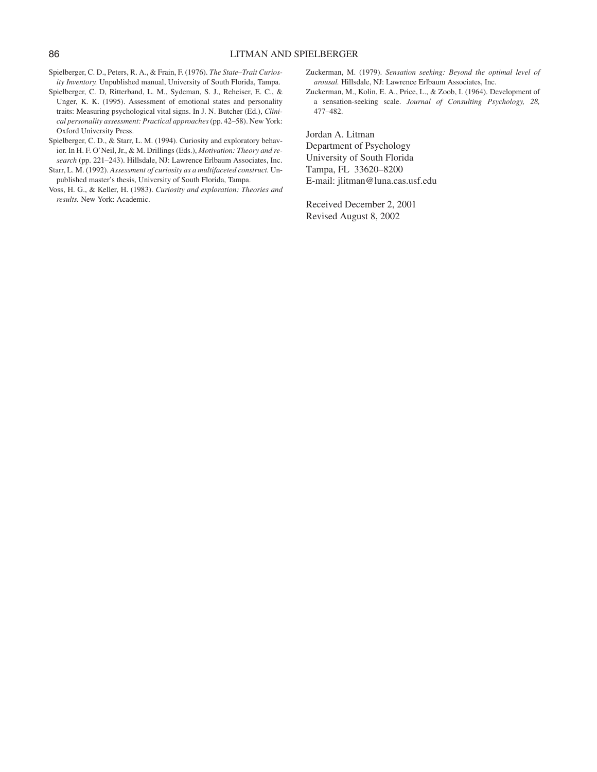Spielberger, C. D., Peters, R. A., & Frain, F. (1976). *The State–Trait Curiosity Inventory.* Unpublished manual, University of South Florida, Tampa.

Spielberger, C. D, Ritterband, L. M., Sydeman, S. J., Reheiser, E. C., & Unger, K. K. (1995). Assessment of emotional states and personality traits: Measuring psychological vital signs. In J. N. Butcher (Ed.), *Clinical personality assessment: Practical approaches* (pp. 42–58). New York: Oxford University Press.

Spielberger, C. D., & Starr, L. M. (1994). Curiosity and exploratory behavior. In H. F. O'Neil, Jr., & M. Drillings (Eds.), *Motivation: Theory and research* (pp. 221–243). Hillsdale, NJ: Lawrence Erlbaum Associates, Inc.

Starr, L. M. (1992). *Assessment of curiosity as a multifaceted construct.* Unpublished master's thesis, University of South Florida, Tampa.

Voss, H. G., & Keller, H. (1983). *Curiosity and exploration: Theories and results.* New York: Academic.

Zuckerman, M. (1979). *Sensation seeking: Beyond the optimal level of arousal.* Hillsdale, NJ: Lawrence Erlbaum Associates, Inc.

Zuckerman, M., Kolin, E. A., Price, L., & Zoob, I. (1964). Development of a sensation-seeking scale. *Journal of Consulting Psychology, 28,* 477–482.

Jordan A. Litman
Department of Psychology
University of South Florida
Tampa, FL 33620–8200
E-mail: jlitman@luna.cas.usf.edu

Received December 2, 2001
Revised August 8, 2002